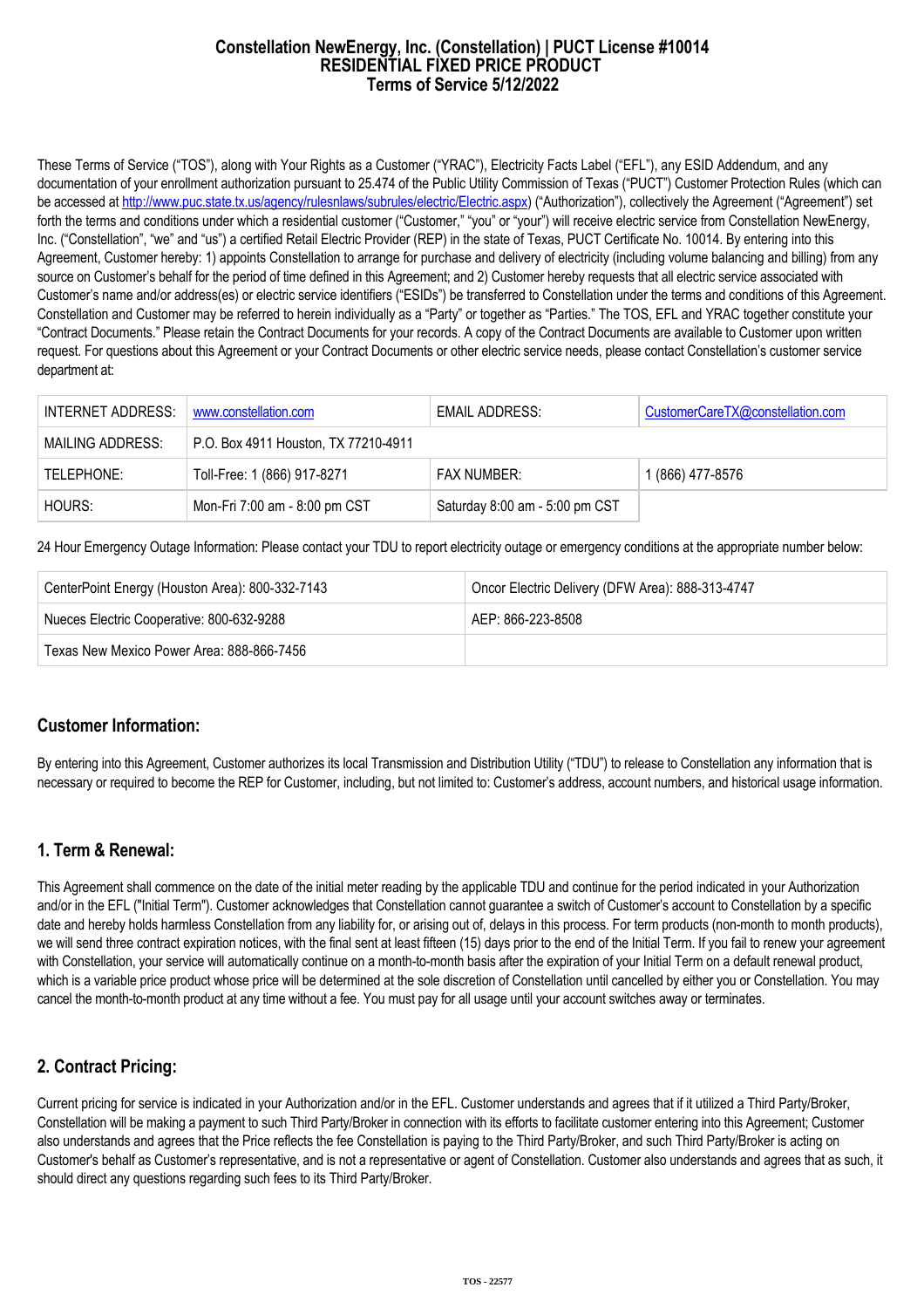# Constellation NewEnergy, Inc. (Constellation) | PUCT License #10014
# RESIDENTIAL FIXED PRICE PRODUCT
# Terms of Service 5/12/2022

These Terms of Service ("TOS"), along with Your Rights as a Customer ("YRAC"), Electricity Facts Label ("EFL"), any ESID Addendum, and any documentation of your enrollment authorization pursuant to 25.474 of the Public Utility Commission of Texas ("PUCT") Customer Protection Rules (which can be accessed at http://www.puc.state.tx.us/agency/rulesnlaws/subrules/electric/Electric.aspx) ("Authorization"), collectively the Agreement ("Agreement") set forth the terms and conditions under which a residential customer ("Customer," "you" or "your") will receive electric service from Constellation NewEnergy, Inc. ("Constellation", "we" and "us") a certified Retail Electric Provider (REP) in the state of Texas, PUCT Certificate No. 10014. By entering into this Agreement, Customer hereby: 1) appoints Constellation to arrange for purchase and delivery of electricity (including volume balancing and billing) from any source on Customer's behalf for the period of time defined in this Agreement; and 2) Customer hereby requests that all electric service associated with Customer's name and/or address(es) or electric service identifiers ("ESIDs") be transferred to Constellation under the terms and conditions of this Agreement. Constellation and Customer may be referred to herein individually as a "Party" or together as "Parties." The TOS, EFL and YRAC together constitute your "Contract Documents." Please retain the Contract Documents for your records. A copy of the Contract Documents are available to Customer upon written request. For questions about this Agreement or your Contract Documents or other electric service needs, please contact Constellation's customer service department at:

| INTERNET ADDRESS: | www.constellation.com | EMAIL ADDRESS: | CustomerCareTX@constellation.com |
|---|---|---|---|
| MAILING ADDRESS: | P.O. Box 4911 Houston, TX 77210-4911 | | |
| TELEPHONE: | Toll-Free: 1 (866) 917-8271 | FAX NUMBER: | 1 (866) 477-8576 |
| HOURS: | Mon-Fri 7:00 am - 8:00 pm CST | Saturday 8:00 am - 5:00 pm CST | |

24 Hour Emergency Outage Information: Please contact your TDU to report electricity outage or emergency conditions at the appropriate number below:

| CenterPoint Energy (Houston Area): 800-332-7143 | Oncor Electric Delivery (DFW Area): 888-313-4747 |
|---|---|
| Nueces Electric Cooperative: 800-632-9288 | AEP: 866-223-8508 |
| Texas New Mexico Power Area: 888-866-7456 | |

## Customer Information:

By entering into this Agreement, Customer authorizes its local Transmission and Distribution Utility ("TDU") to release to Constellation any information that is necessary or required to become the REP for Customer, including, but not limited to: Customer's address, account numbers, and historical usage information.

## 1. Term & Renewal:

This Agreement shall commence on the date of the initial meter reading by the applicable TDU and continue for the period indicated in your Authorization and/or in the EFL ("Initial Term"). Customer acknowledges that Constellation cannot guarantee a switch of Customer's account to Constellation by a specific date and hereby holds harmless Constellation from any liability for, or arising out of, delays in this process. For term products (non-month to month products), we will send three contract expiration notices, with the final sent at least fifteen (15) days prior to the end of the Initial Term. If you fail to renew your agreement with Constellation, your service will automatically continue on a month-to-month basis after the expiration of your Initial Term on a default renewal product, which is a variable price product whose price will be determined at the sole discretion of Constellation until cancelled by either you or Constellation. You may cancel the month-to-month product at any time without a fee. You must pay for all usage until your account switches away or terminates.

## 2. Contract Pricing:

Current pricing for service is indicated in your Authorization and/or in the EFL. Customer understands and agrees that if it utilized a Third Party/Broker, Constellation will be making a payment to such Third Party/Broker in connection with its efforts to facilitate customer entering into this Agreement; Customer also understands and agrees that the Price reflects the fee Constellation is paying to the Third Party/Broker, and such Third Party/Broker is acting on Customer's behalf as Customer's representative, and is not a representative or agent of Constellation. Customer also understands and agrees that as such, it should direct any questions regarding such fees to its Third Party/Broker.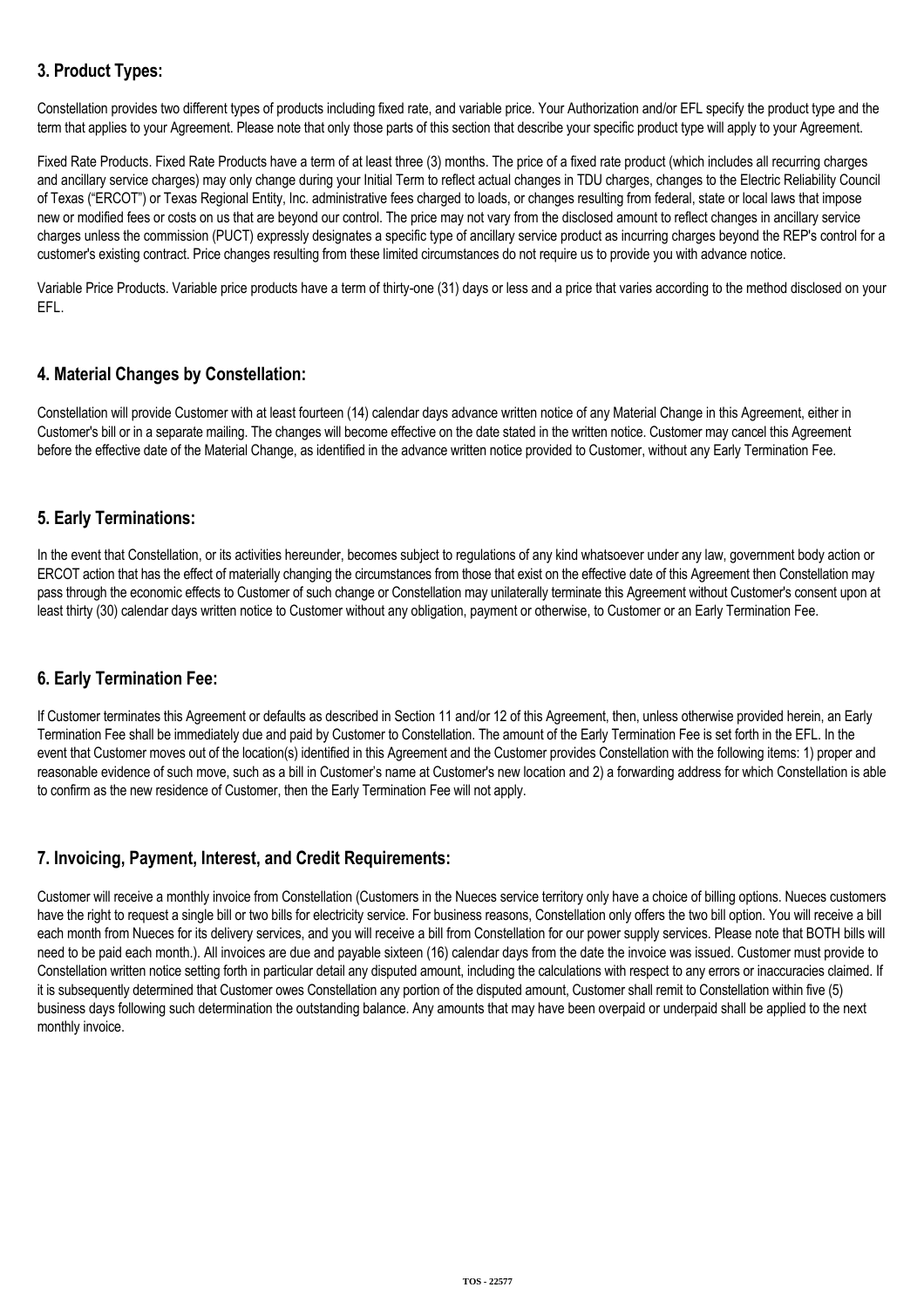## 3. Product Types:

Constellation provides two different types of products including fixed rate, and variable price. Your Authorization and/or EFL specify the product type and the term that applies to your Agreement. Please note that only those parts of this section that describe your specific product type will apply to your Agreement.

Fixed Rate Products. Fixed Rate Products have a term of at least three (3) months. The price of a fixed rate product (which includes all recurring charges and ancillary service charges) may only change during your Initial Term to reflect actual changes in TDU charges, changes to the Electric Reliability Council of Texas ("ERCOT") or Texas Regional Entity, Inc. administrative fees charged to loads, or changes resulting from federal, state or local laws that impose new or modified fees or costs on us that are beyond our control. The price may not vary from the disclosed amount to reflect changes in ancillary service charges unless the commission (PUCT) expressly designates a specific type of ancillary service product as incurring charges beyond the REP's control for a customer's existing contract. Price changes resulting from these limited circumstances do not require us to provide you with advance notice.

Variable Price Products. Variable price products have a term of thirty-one (31) days or less and a price that varies according to the method disclosed on your EFL.

## 4. Material Changes by Constellation:

Constellation will provide Customer with at least fourteen (14) calendar days advance written notice of any Material Change in this Agreement, either in Customer's bill or in a separate mailing. The changes will become effective on the date stated in the written notice. Customer may cancel this Agreement before the effective date of the Material Change, as identified in the advance written notice provided to Customer, without any Early Termination Fee.

## 5. Early Terminations:

In the event that Constellation, or its activities hereunder, becomes subject to regulations of any kind whatsoever under any law, government body action or ERCOT action that has the effect of materially changing the circumstances from those that exist on the effective date of this Agreement then Constellation may pass through the economic effects to Customer of such change or Constellation may unilaterally terminate this Agreement without Customer's consent upon at least thirty (30) calendar days written notice to Customer without any obligation, payment or otherwise, to Customer or an Early Termination Fee.

## 6. Early Termination Fee:

If Customer terminates this Agreement or defaults as described in Section 11 and/or 12 of this Agreement, then, unless otherwise provided herein, an Early Termination Fee shall be immediately due and paid by Customer to Constellation. The amount of the Early Termination Fee is set forth in the EFL. In the event that Customer moves out of the location(s) identified in this Agreement and the Customer provides Constellation with the following items: 1) proper and reasonable evidence of such move, such as a bill in Customer's name at Customer's new location and 2) a forwarding address for which Constellation is able to confirm as the new residence of Customer, then the Early Termination Fee will not apply.

## 7. Invoicing, Payment, Interest, and Credit Requirements:

Customer will receive a monthly invoice from Constellation (Customers in the Nueces service territory only have a choice of billing options. Nueces customers have the right to request a single bill or two bills for electricity service. For business reasons, Constellation only offers the two bill option. You will receive a bill each month from Nueces for its delivery services, and you will receive a bill from Constellation for our power supply services. Please note that BOTH bills will need to be paid each month.). All invoices are due and payable sixteen (16) calendar days from the date the invoice was issued. Customer must provide to Constellation written notice setting forth in particular detail any disputed amount, including the calculations with respect to any errors or inaccuracies claimed. If it is subsequently determined that Customer owes Constellation any portion of the disputed amount, Customer shall remit to Constellation within five (5) business days following such determination the outstanding balance. Any amounts that may have been overpaid or underpaid shall be applied to the next monthly invoice.

TOS - 22577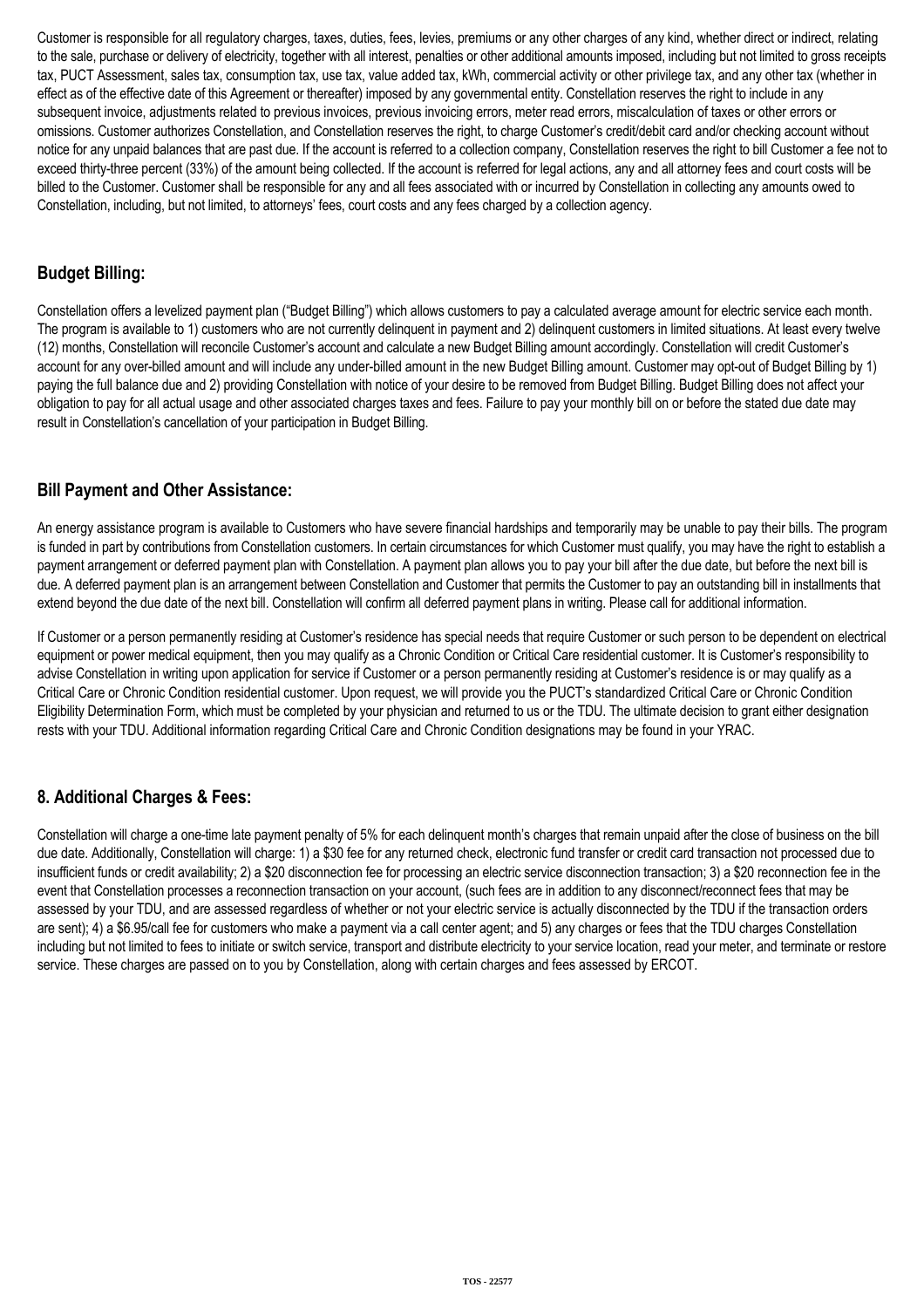Customer is responsible for all regulatory charges, taxes, duties, fees, levies, premiums or any other charges of any kind, whether direct or indirect, relating to the sale, purchase or delivery of electricity, together with all interest, penalties or other additional amounts imposed, including but not limited to gross receipts tax, PUCT Assessment, sales tax, consumption tax, use tax, value added tax, kWh, commercial activity or other privilege tax, and any other tax (whether in effect as of the effective date of this Agreement or thereafter) imposed by any governmental entity. Constellation reserves the right to include in any subsequent invoice, adjustments related to previous invoices, previous invoicing errors, meter read errors, miscalculation of taxes or other errors or omissions. Customer authorizes Constellation, and Constellation reserves the right, to charge Customer's credit/debit card and/or checking account without notice for any unpaid balances that are past due. If the account is referred to a collection company, Constellation reserves the right to bill Customer a fee not to exceed thirty-three percent (33%) of the amount being collected. If the account is referred for legal actions, any and all attorney fees and court costs will be billed to the Customer. Customer shall be responsible for any and all fees associated with or incurred by Constellation in collecting any amounts owed to Constellation, including, but not limited, to attorneys' fees, court costs and any fees charged by a collection agency.

## Budget Billing:

Constellation offers a levelized payment plan ("Budget Billing") which allows customers to pay a calculated average amount for electric service each month. The program is available to 1) customers who are not currently delinquent in payment and 2) delinquent customers in limited situations. At least every twelve (12) months, Constellation will reconcile Customer's account and calculate a new Budget Billing amount accordingly. Constellation will credit Customer's account for any over-billed amount and will include any under-billed amount in the new Budget Billing amount. Customer may opt-out of Budget Billing by 1) paying the full balance due and 2) providing Constellation with notice of your desire to be removed from Budget Billing. Budget Billing does not affect your obligation to pay for all actual usage and other associated charges taxes and fees. Failure to pay your monthly bill on or before the stated due date may result in Constellation's cancellation of your participation in Budget Billing.

## Bill Payment and Other Assistance:

An energy assistance program is available to Customers who have severe financial hardships and temporarily may be unable to pay their bills. The program is funded in part by contributions from Constellation customers. In certain circumstances for which Customer must qualify, you may have the right to establish a payment arrangement or deferred payment plan with Constellation. A payment plan allows you to pay your bill after the due date, but before the next bill is due. A deferred payment plan is an arrangement between Constellation and Customer that permits the Customer to pay an outstanding bill in installments that extend beyond the due date of the next bill. Constellation will confirm all deferred payment plans in writing. Please call for additional information.

If Customer or a person permanently residing at Customer's residence has special needs that require Customer or such person to be dependent on electrical equipment or power medical equipment, then you may qualify as a Chronic Condition or Critical Care residential customer. It is Customer's responsibility to advise Constellation in writing upon application for service if Customer or a person permanently residing at Customer's residence is or may qualify as a Critical Care or Chronic Condition residential customer. Upon request, we will provide you the PUCT's standardized Critical Care or Chronic Condition Eligibility Determination Form, which must be completed by your physician and returned to us or the TDU. The ultimate decision to grant either designation rests with your TDU. Additional information regarding Critical Care and Chronic Condition designations may be found in your YRAC.

## 8. Additional Charges & Fees:

Constellation will charge a one-time late payment penalty of 5% for each delinquent month's charges that remain unpaid after the close of business on the bill due date. Additionally, Constellation will charge: 1) a $30 fee for any returned check, electronic fund transfer or credit card transaction not processed due to insufficient funds or credit availability; 2) a $20 disconnection fee for processing an electric service disconnection transaction; 3) a $20 reconnection fee in the event that Constellation processes a reconnection transaction on your account, (such fees are in addition to any disconnect/reconnect fees that may be assessed by your TDU, and are assessed regardless of whether or not your electric service is actually disconnected by the TDU if the transaction orders are sent); 4) a $6.95/call fee for customers who make a payment via a call center agent; and 5) any charges or fees that the TDU charges Constellation including but not limited to fees to initiate or switch service, transport and distribute electricity to your service location, read your meter, and terminate or restore service. These charges are passed on to you by Constellation, along with certain charges and fees assessed by ERCOT.

TOS - 22577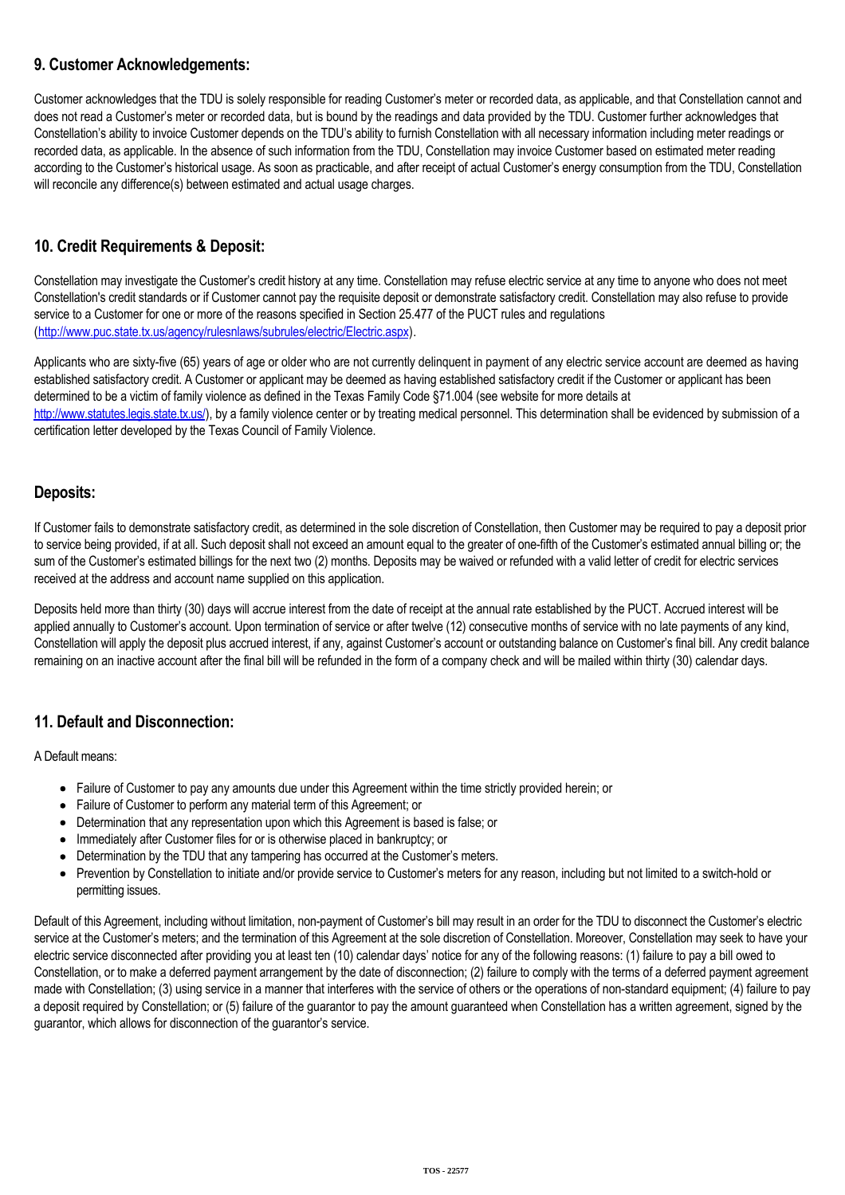## 9. Customer Acknowledgements:

Customer acknowledges that the TDU is solely responsible for reading Customer's meter or recorded data, as applicable, and that Constellation cannot and does not read a Customer's meter or recorded data, but is bound by the readings and data provided by the TDU. Customer further acknowledges that Constellation's ability to invoice Customer depends on the TDU's ability to furnish Constellation with all necessary information including meter readings or recorded data, as applicable. In the absence of such information from the TDU, Constellation may invoice Customer based on estimated meter reading according to the Customer's historical usage. As soon as practicable, and after receipt of actual Customer's energy consumption from the TDU, Constellation will reconcile any difference(s) between estimated and actual usage charges.

## 10. Credit Requirements & Deposit:

Constellation may investigate the Customer's credit history at any time. Constellation may refuse electric service at any time to anyone who does not meet Constellation's credit standards or if Customer cannot pay the requisite deposit or demonstrate satisfactory credit. Constellation may also refuse to provide service to a Customer for one or more of the reasons specified in Section 25.477 of the PUCT rules and regulations (http://www.puc.state.tx.us/agency/rulesnlaws/subrules/electric/Electric.aspx).

Applicants who are sixty-five (65) years of age or older who are not currently delinquent in payment of any electric service account are deemed as having established satisfactory credit. A Customer or applicant may be deemed as having established satisfactory credit if the Customer or applicant has been determined to be a victim of family violence as defined in the Texas Family Code §71.004 (see website for more details at http://www.statutes.legis.state.tx.us/), by a family violence center or by treating medical personnel. This determination shall be evidenced by submission of a certification letter developed by the Texas Council of Family Violence.

## Deposits:

If Customer fails to demonstrate satisfactory credit, as determined in the sole discretion of Constellation, then Customer may be required to pay a deposit prior to service being provided, if at all. Such deposit shall not exceed an amount equal to the greater of one-fifth of the Customer's estimated annual billing or; the sum of the Customer's estimated billings for the next two (2) months. Deposits may be waived or refunded with a valid letter of credit for electric services received at the address and account name supplied on this application.

Deposits held more than thirty (30) days will accrue interest from the date of receipt at the annual rate established by the PUCT. Accrued interest will be applied annually to Customer's account. Upon termination of service or after twelve (12) consecutive months of service with no late payments of any kind, Constellation will apply the deposit plus accrued interest, if any, against Customer's account or outstanding balance on Customer's final bill. Any credit balance remaining on an inactive account after the final bill will be refunded in the form of a company check and will be mailed within thirty (30) calendar days.

## 11. Default and Disconnection:

A Default means:

- Failure of Customer to pay any amounts due under this Agreement within the time strictly provided herein; or
- Failure of Customer to perform any material term of this Agreement; or
- Determination that any representation upon which this Agreement is based is false; or
- Immediately after Customer files for or is otherwise placed in bankruptcy; or
- Determination by the TDU that any tampering has occurred at the Customer's meters.
- Prevention by Constellation to initiate and/or provide service to Customer's meters for any reason, including but not limited to a switch-hold or permitting issues.

Default of this Agreement, including without limitation, non-payment of Customer's bill may result in an order for the TDU to disconnect the Customer's electric service at the Customer's meters; and the termination of this Agreement at the sole discretion of Constellation. Moreover, Constellation may seek to have your electric service disconnected after providing you at least ten (10) calendar days' notice for any of the following reasons: (1) failure to pay a bill owed to Constellation, or to make a deferred payment arrangement by the date of disconnection; (2) failure to comply with the terms of a deferred payment agreement made with Constellation; (3) using service in a manner that interferes with the service of others or the operations of non-standard equipment; (4) failure to pay a deposit required by Constellation; or (5) failure of the guarantor to pay the amount guaranteed when Constellation has a written agreement, signed by the guarantor, which allows for disconnection of the guarantor's service.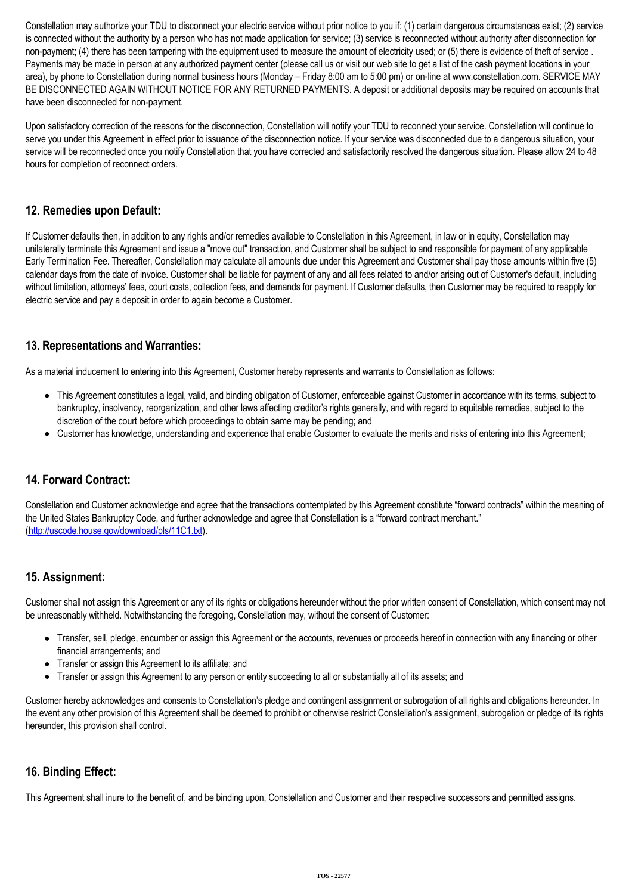Constellation may authorize your TDU to disconnect your electric service without prior notice to you if: (1) certain dangerous circumstances exist; (2) service is connected without the authority by a person who has not made application for service; (3) service is reconnected without authority after disconnection for non-payment; (4) there has been tampering with the equipment used to measure the amount of electricity used; or (5) there is evidence of theft of service . Payments may be made in person at any authorized payment center (please call us or visit our web site to get a list of the cash payment locations in your area), by phone to Constellation during normal business hours (Monday – Friday 8:00 am to 5:00 pm) or on-line at www.constellation.com. SERVICE MAY BE DISCONNECTED AGAIN WITHOUT NOTICE FOR ANY RETURNED PAYMENTS. A deposit or additional deposits may be required on accounts that have been disconnected for non-payment.

Upon satisfactory correction of the reasons for the disconnection, Constellation will notify your TDU to reconnect your service. Constellation will continue to serve you under this Agreement in effect prior to issuance of the disconnection notice. If your service was disconnected due to a dangerous situation, your service will be reconnected once you notify Constellation that you have corrected and satisfactorily resolved the dangerous situation. Please allow 24 to 48 hours for completion of reconnect orders.

## 12. Remedies upon Default:

If Customer defaults then, in addition to any rights and/or remedies available to Constellation in this Agreement, in law or in equity, Constellation may unilaterally terminate this Agreement and issue a "move out" transaction, and Customer shall be subject to and responsible for payment of any applicable Early Termination Fee. Thereafter, Constellation may calculate all amounts due under this Agreement and Customer shall pay those amounts within five (5) calendar days from the date of invoice. Customer shall be liable for payment of any and all fees related to and/or arising out of Customer's default, including without limitation, attorneys' fees, court costs, collection fees, and demands for payment. If Customer defaults, then Customer may be required to reapply for electric service and pay a deposit in order to again become a Customer.

## 13. Representations and Warranties:

As a material inducement to entering into this Agreement, Customer hereby represents and warrants to Constellation as follows:

- This Agreement constitutes a legal, valid, and binding obligation of Customer, enforceable against Customer in accordance with its terms, subject to bankruptcy, insolvency, reorganization, and other laws affecting creditor's rights generally, and with regard to equitable remedies, subject to the discretion of the court before which proceedings to obtain same may be pending; and
- Customer has knowledge, understanding and experience that enable Customer to evaluate the merits and risks of entering into this Agreement;

## 14. Forward Contract:

Constellation and Customer acknowledge and agree that the transactions contemplated by this Agreement constitute "forward contracts" within the meaning of the United States Bankruptcy Code, and further acknowledge and agree that Constellation is a "forward contract merchant." (http://uscode.house.gov/download/pls/11C1.txt).

## 15. Assignment:

Customer shall not assign this Agreement or any of its rights or obligations hereunder without the prior written consent of Constellation, which consent may not be unreasonably withheld. Notwithstanding the foregoing, Constellation may, without the consent of Customer:

- Transfer, sell, pledge, encumber or assign this Agreement or the accounts, revenues or proceeds hereof in connection with any financing or other financial arrangements; and
- Transfer or assign this Agreement to its affiliate; and
- Transfer or assign this Agreement to any person or entity succeeding to all or substantially all of its assets; and

Customer hereby acknowledges and consents to Constellation's pledge and contingent assignment or subrogation of all rights and obligations hereunder. In the event any other provision of this Agreement shall be deemed to prohibit or otherwise restrict Constellation's assignment, subrogation or pledge of its rights hereunder, this provision shall control.

## 16. Binding Effect:

This Agreement shall inure to the benefit of, and be binding upon, Constellation and Customer and their respective successors and permitted assigns.

TOS - 22577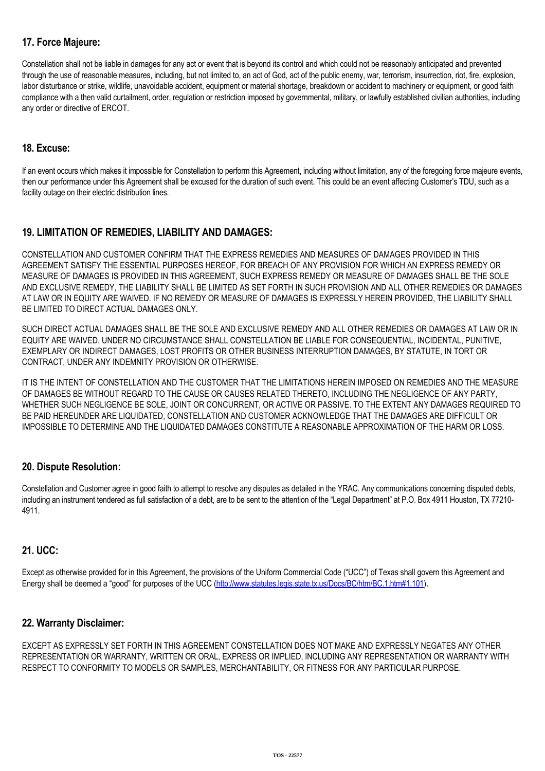## 17. Force Majeure:

Constellation shall not be liable in damages for any act or event that is beyond its control and which could not be reasonably anticipated and prevented through the use of reasonable measures, including, but not limited to, an act of God, act of the public enemy, war, terrorism, insurrection, riot, fire, explosion, labor disturbance or strike, wildlife, unavoidable accident, equipment or material shortage, breakdown or accident to machinery or equipment, or good faith compliance with a then valid curtailment, order, regulation or restriction imposed by governmental, military, or lawfully established civilian authorities, including any order or directive of ERCOT.

## 18. Excuse:

If an event occurs which makes it impossible for Constellation to perform this Agreement, including without limitation, any of the foregoing force majeure events, then our performance under this Agreement shall be excused for the duration of such event. This could be an event affecting Customer's TDU, such as a facility outage on their electric distribution lines.

## 19. LIMITATION OF REMEDIES, LIABILITY AND DAMAGES:

CONSTELLATION AND CUSTOMER CONFIRM THAT THE EXPRESS REMEDIES AND MEASURES OF DAMAGES PROVIDED IN THIS AGREEMENT SATISFY THE ESSENTIAL PURPOSES HEREOF, FOR BREACH OF ANY PROVISION FOR WHICH AN EXPRESS REMEDY OR MEASURE OF DAMAGES IS PROVIDED IN THIS AGREEMENT, SUCH EXPRESS REMEDY OR MEASURE OF DAMAGES SHALL BE THE SOLE AND EXCLUSIVE REMEDY, THE LIABILITY SHALL BE LIMITED AS SET FORTH IN SUCH PROVISION AND ALL OTHER REMEDIES OR DAMAGES AT LAW OR IN EQUITY ARE WAIVED. IF NO REMEDY OR MEASURE OF DAMAGES IS EXPRESSLY HEREIN PROVIDED, THE LIABILITY SHALL BE LIMITED TO DIRECT ACTUAL DAMAGES ONLY.

SUCH DIRECT ACTUAL DAMAGES SHALL BE THE SOLE AND EXCLUSIVE REMEDY AND ALL OTHER REMEDIES OR DAMAGES AT LAW OR IN EQUITY ARE WAIVED. UNDER NO CIRCUMSTANCE SHALL CONSTELLATION BE LIABLE FOR CONSEQUENTIAL, INCIDENTAL, PUNITIVE, EXEMPLARY OR INDIRECT DAMAGES, LOST PROFITS OR OTHER BUSINESS INTERRUPTION DAMAGES, BY STATUTE, IN TORT OR CONTRACT, UNDER ANY INDEMNITY PROVISION OR OTHERWISE.

IT IS THE INTENT OF CONSTELLATION AND THE CUSTOMER THAT THE LIMITATIONS HEREIN IMPOSED ON REMEDIES AND THE MEASURE OF DAMAGES BE WITHOUT REGARD TO THE CAUSE OR CAUSES RELATED THERETO, INCLUDING THE NEGLIGENCE OF ANY PARTY, WHETHER SUCH NEGLIGENCE BE SOLE, JOINT OR CONCURRENT, OR ACTIVE OR PASSIVE. TO THE EXTENT ANY DAMAGES REQUIRED TO BE PAID HEREUNDER ARE LIQUIDATED, CONSTELLATION AND CUSTOMER ACKNOWLEDGE THAT THE DAMAGES ARE DIFFICULT OR IMPOSSIBLE TO DETERMINE AND THE LIQUIDATED DAMAGES CONSTITUTE A REASONABLE APPROXIMATION OF THE HARM OR LOSS.

## 20. Dispute Resolution:

Constellation and Customer agree in good faith to attempt to resolve any disputes as detailed in the YRAC. Any communications concerning disputed debts, including an instrument tendered as full satisfaction of a debt, are to be sent to the attention of the "Legal Department" at P.O. Box 4911 Houston, TX 77210-4911.

## 21. UCC:

Except as otherwise provided for in this Agreement, the provisions of the Uniform Commercial Code ("UCC") of Texas shall govern this Agreement and Energy shall be deemed a "good" for purposes of the UCC (http://www.statutes.legis.state.tx.us/Docs/BC/htm/BC.1.htm#1.101).

## 22. Warranty Disclaimer:

EXCEPT AS EXPRESSLY SET FORTH IN THIS AGREEMENT CONSTELLATION DOES NOT MAKE AND EXPRESSLY NEGATES ANY OTHER REPRESENTATION OR WARRANTY, WRITTEN OR ORAL, EXPRESS OR IMPLIED, INCLUDING ANY REPRESENTATION OR WARRANTY WITH RESPECT TO CONFORMITY TO MODELS OR SAMPLES, MERCHANTABILITY, OR FITNESS FOR ANY PARTICULAR PURPOSE.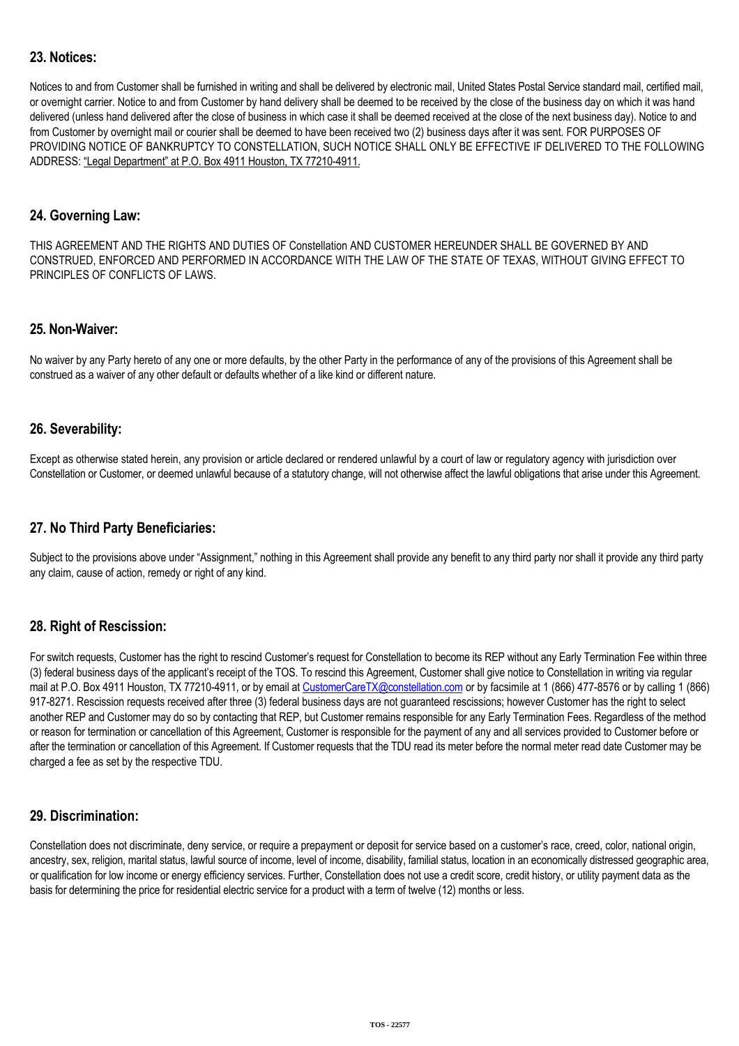## 23. Notices:

Notices to and from Customer shall be furnished in writing and shall be delivered by electronic mail, United States Postal Service standard mail, certified mail, or overnight carrier. Notice to and from Customer by hand delivery shall be deemed to be received by the close of the business day on which it was hand delivered (unless hand delivered after the close of business in which case it shall be deemed received at the close of the next business day). Notice to and from Customer by overnight mail or courier shall be deemed to have been received two (2) business days after it was sent. FOR PURPOSES OF PROVIDING NOTICE OF BANKRUPTCY TO CONSTELLATION, SUCH NOTICE SHALL ONLY BE EFFECTIVE IF DELIVERED TO THE FOLLOWING ADDRESS: "Legal Department" at P.O. Box 4911 Houston, TX 77210-4911.

## 24. Governing Law:

THIS AGREEMENT AND THE RIGHTS AND DUTIES OF Constellation AND CUSTOMER HEREUNDER SHALL BE GOVERNED BY AND CONSTRUED, ENFORCED AND PERFORMED IN ACCORDANCE WITH THE LAW OF THE STATE OF TEXAS, WITHOUT GIVING EFFECT TO PRINCIPLES OF CONFLICTS OF LAWS.

## 25. Non-Waiver:

No waiver by any Party hereto of any one or more defaults, by the other Party in the performance of any of the provisions of this Agreement shall be construed as a waiver of any other default or defaults whether of a like kind or different nature.

## 26. Severability:

Except as otherwise stated herein, any provision or article declared or rendered unlawful by a court of law or regulatory agency with jurisdiction over Constellation or Customer, or deemed unlawful because of a statutory change, will not otherwise affect the lawful obligations that arise under this Agreement.

## 27. No Third Party Beneficiaries:

Subject to the provisions above under "Assignment," nothing in this Agreement shall provide any benefit to any third party nor shall it provide any third party any claim, cause of action, remedy or right of any kind.

## 28. Right of Rescission:

For switch requests, Customer has the right to rescind Customer's request for Constellation to become its REP without any Early Termination Fee within three (3) federal business days of the applicant's receipt of the TOS. To rescind this Agreement, Customer shall give notice to Constellation in writing via regular mail at P.O. Box 4911 Houston, TX 77210-4911, or by email at CustomerCareTX@constellation.com or by facsimile at 1 (866) 477-8576 or by calling 1 (866) 917-8271. Rescission requests received after three (3) federal business days are not guaranteed rescissions; however Customer has the right to select another REP and Customer may do so by contacting that REP, but Customer remains responsible for any Early Termination Fees. Regardless of the method or reason for termination or cancellation of this Agreement, Customer is responsible for the payment of any and all services provided to Customer before or after the termination or cancellation of this Agreement. If Customer requests that the TDU read its meter before the normal meter read date Customer may be charged a fee as set by the respective TDU.

## 29. Discrimination:

Constellation does not discriminate, deny service, or require a prepayment or deposit for service based on a customer's race, creed, color, national origin, ancestry, sex, religion, marital status, lawful source of income, level of income, disability, familial status, location in an economically distressed geographic area, or qualification for low income or energy efficiency services. Further, Constellation does not use a credit score, credit history, or utility payment data as the basis for determining the price for residential electric service for a product with a term of twelve (12) months or less.

TOS - 22577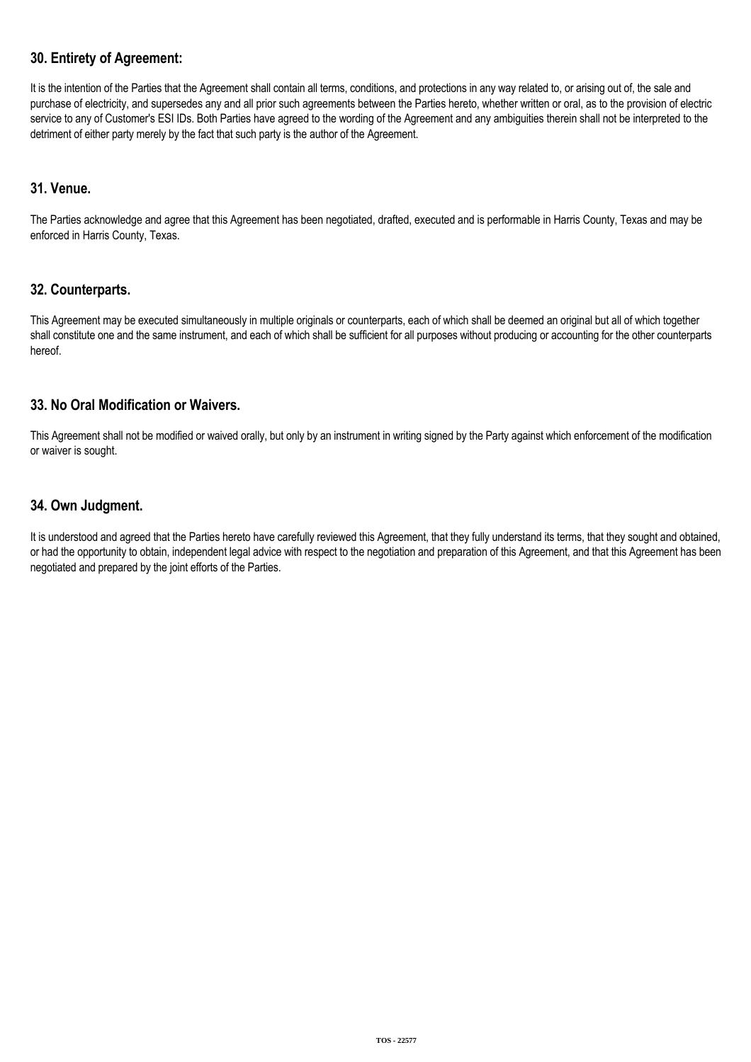## 30. Entirety of Agreement:

It is the intention of the Parties that the Agreement shall contain all terms, conditions, and protections in any way related to, or arising out of, the sale and purchase of electricity, and supersedes any and all prior such agreements between the Parties hereto, whether written or oral, as to the provision of electric service to any of Customer's ESI IDs. Both Parties have agreed to the wording of the Agreement and any ambiguities therein shall not be interpreted to the detriment of either party merely by the fact that such party is the author of the Agreement.

## 31. Venue.

The Parties acknowledge and agree that this Agreement has been negotiated, drafted, executed and is performable in Harris County, Texas and may be enforced in Harris County, Texas.

## 32. Counterparts.

This Agreement may be executed simultaneously in multiple originals or counterparts, each of which shall be deemed an original but all of which together shall constitute one and the same instrument, and each of which shall be sufficient for all purposes without producing or accounting for the other counterparts hereof.

## 33. No Oral Modification or Waivers.

This Agreement shall not be modified or waived orally, but only by an instrument in writing signed by the Party against which enforcement of the modification or waiver is sought.

## 34. Own Judgment.

It is understood and agreed that the Parties hereto have carefully reviewed this Agreement, that they fully understand its terms, that they sought and obtained, or had the opportunity to obtain, independent legal advice with respect to the negotiation and preparation of this Agreement, and that this Agreement has been negotiated and prepared by the joint efforts of the Parties.

TOS - 22577